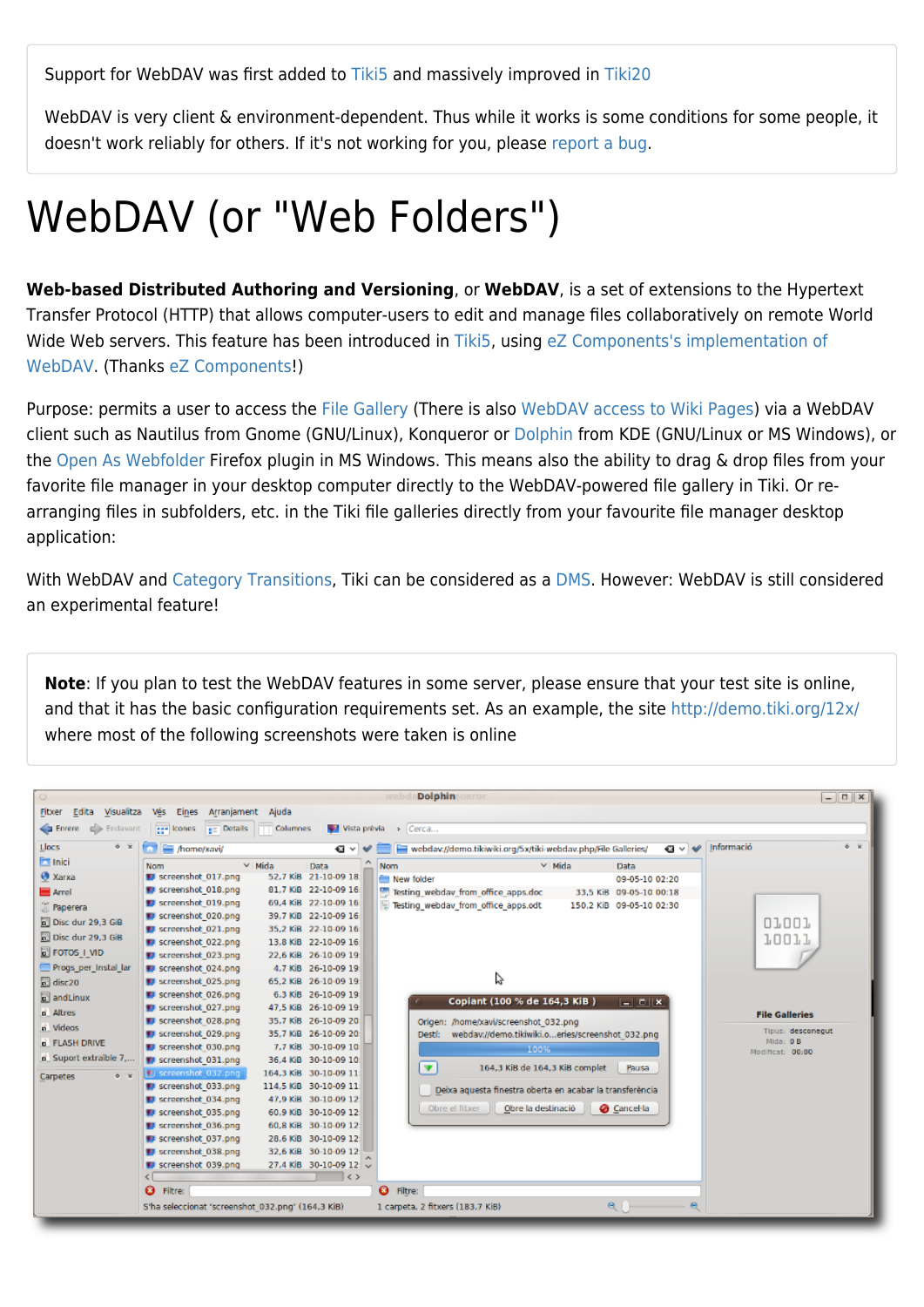Support for WebDAV was first added to Tiki5 and massively improved in Tiki20

WebDAV is very client & environment-dependent. Thus while it works is some conditions for some people, it doesn't work reliably for others. If it's not working for you, please report a bug.

# WebDAV (or "Web Folders")

**Web-based Distributed Authoring and Versioning**, or **WebDAV**, is a set of extensions to the Hypertext Transfer Protocol (HTTP) that allows computer-users to edit and manage files collaboratively on remote World Wide Web servers. This feature has been introduced in Tiki5, using eZ Components's implementation of WebDAV. (Thanks eZ Components!)

Purpose: permits a user to access the File Gallery (There is also WebDAV access to Wiki Pages) via a WebDAV client such as Nautilus from Gnome (GNU/Linux), Konqueror or Dolphin from KDE (GNU/Linux or MS Windows), or the Open As Webfolder Firefox plugin in MS Windows. This means also the ability to drag & drop files from your favorite file manager in your desktop computer directly to the WebDAV-powered file gallery in Tiki. Or re-arranging files in subfolders, etc. in the Tiki file galleries directly from your favourite file manager desktop application:

With WebDAV and Category Transitions, Tiki can be considered as a DMS. However: WebDAV is still considered an experimental feature!

**Note**: If you plan to test the WebDAV features in some server, please ensure that your test site is online, and that it has the basic configuration requirements set. As an example, the site http://demo.tiki.org/12x/ where most of the following screenshots were taken is online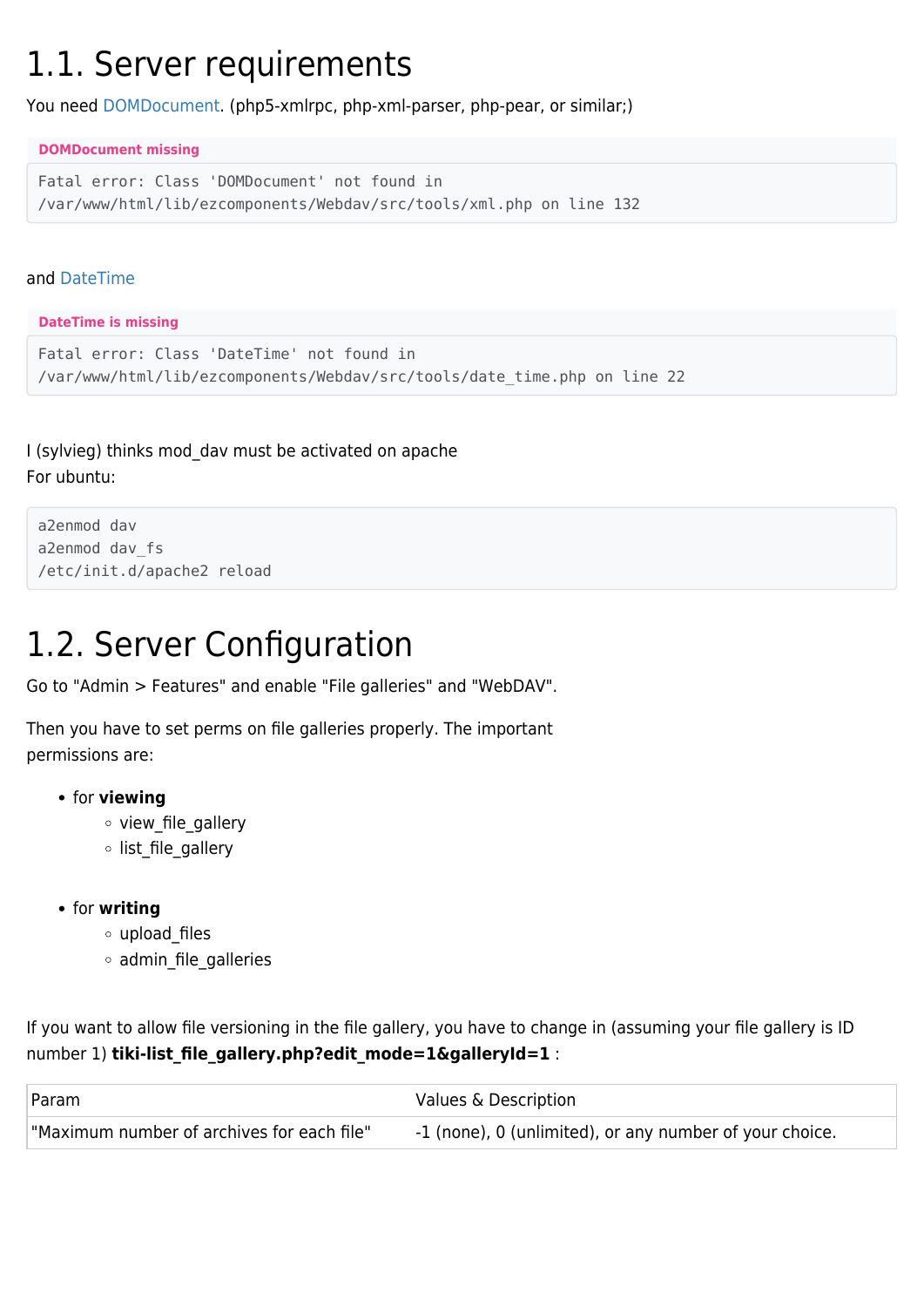## 1.1. Server requirements

You need DOMDocument. (php5-xmlrpc, php-xml-parser, php-pear, or similar;)

**DOMDocument missing**

```
Fatal error: Class 'DOMDocument' not found in
/var/www/html/lib/ezcomponents/Webdav/src/tools/xml.php on line 132
```

and DateTime

**DateTime is missing**

```
Fatal error: Class 'DateTime' not found in
/var/www/html/lib/ezcomponents/Webdav/src/tools/date_time.php on line 22
```

I (sylvieg) thinks mod_dav must be activated on apache
For ubuntu:

```
a2enmod dav
a2enmod dav_fs
/etc/init.d/apache2 reload
```

## 1.2. Server Configuration

Go to "Admin > Features" and enable "File galleries" and "WebDAV".

Then you have to set perms on file galleries properly. The important permissions are:

- for **viewing**
  - view_file_gallery
  - list_file_gallery
- for **writing**
  - upload_files
  - admin_file_galleries

If you want to allow file versioning in the file gallery, you have to change in (assuming your file gallery is ID number 1) **tiki-list_file_gallery.php?edit_mode=1&galleryId=1** :

| Param | Values & Description |
|---|---|
| "Maximum number of archives for each file" | -1 (none), 0 (unlimited), or any number of your choice. |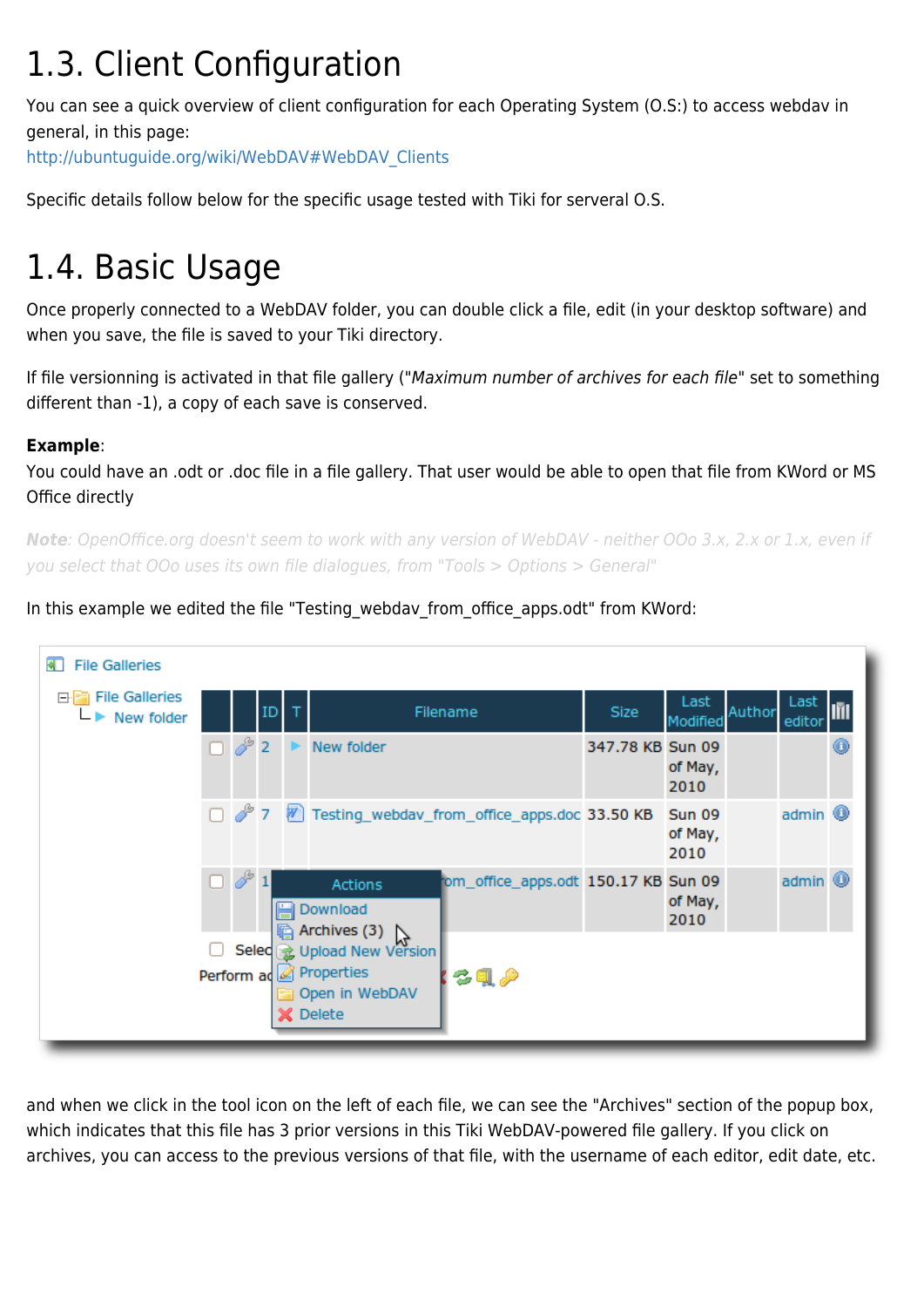# 1.3. Client Configuration

You can see a quick overview of client configuration for each Operating System (O.S:) to access webdav in general, in this page:
http://ubuntuguide.org/wiki/WebDAV#WebDAV_Clients

Specific details follow below for the specific usage tested with Tiki for serveral O.S.

# 1.4. Basic Usage

Once properly connected to a WebDAV folder, you can double click a file, edit (in your desktop software) and when you save, the file is saved to your Tiki directory.

If file versionning is activated in that file gallery ("*Maximum number of archives for each file*" set to something different than -1), a copy of each save is conserved.

**Example**:
You could have an .odt or .doc file in a file gallery. That user would be able to open that file from KWord or MS Office directly

***Note**: OpenOffice.org doesn't seem to work with any version of WebDAV - neither OOo 3.x, 2.x or 1.x, even if you select that OOo uses its own file dialogues, from "Tools > Options > General"*

In this example we edited the file "Testing_webdav_from_office_apps.odt" from KWord:

and when we click in the tool icon on the left of each file, we can see the "Archives" section of the popup box, which indicates that this file has 3 prior versions in this Tiki WebDAV-powered file gallery. If you click on archives, you can access to the previous versions of that file, with the username of each editor, edit date, etc.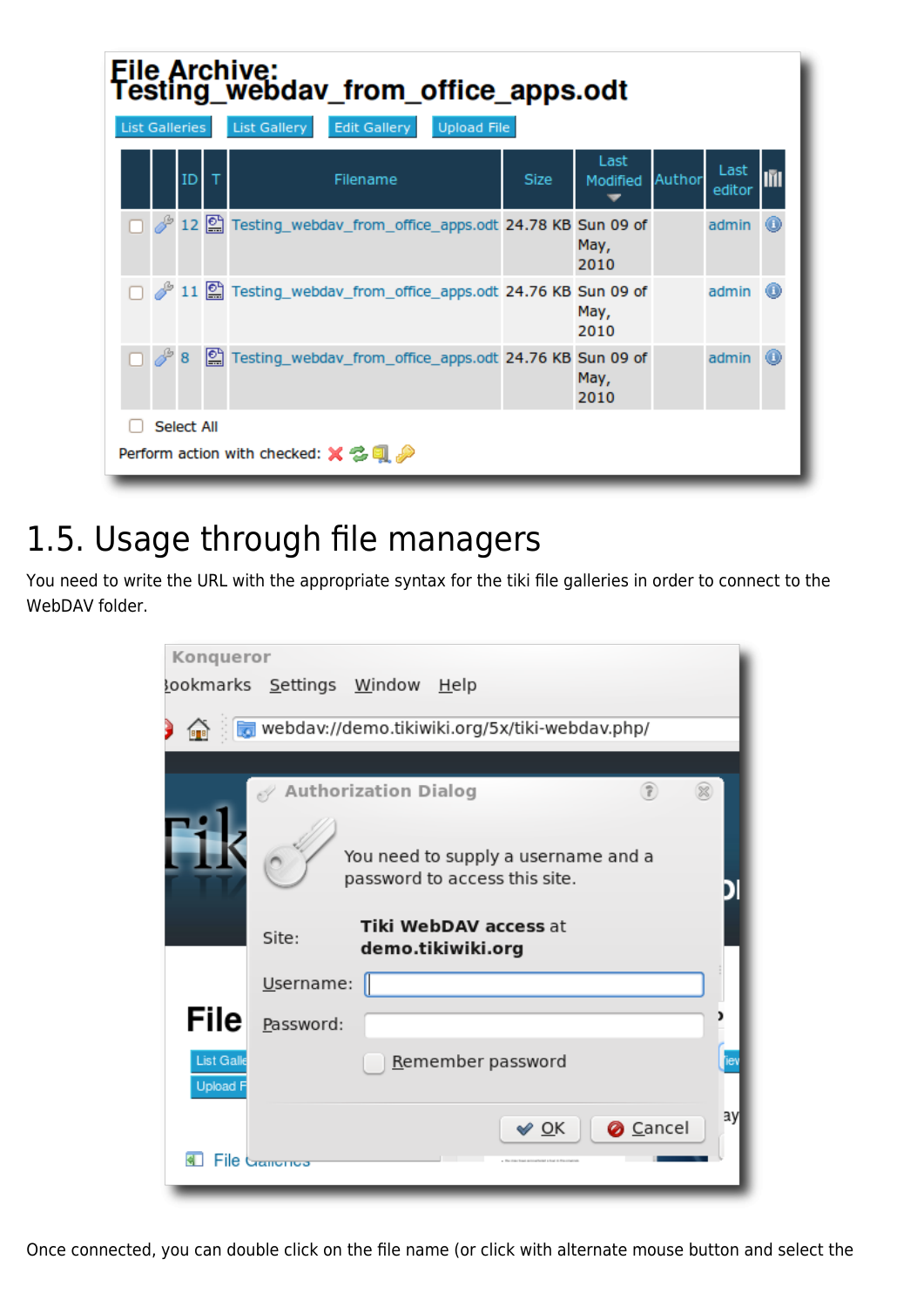## 1.5. Usage through file managers

You need to write the URL with the appropriate syntax for the tiki file galleries in order to connect to the WebDAV folder.

Once connected, you can double click on the file name (or click with alternate mouse button and select the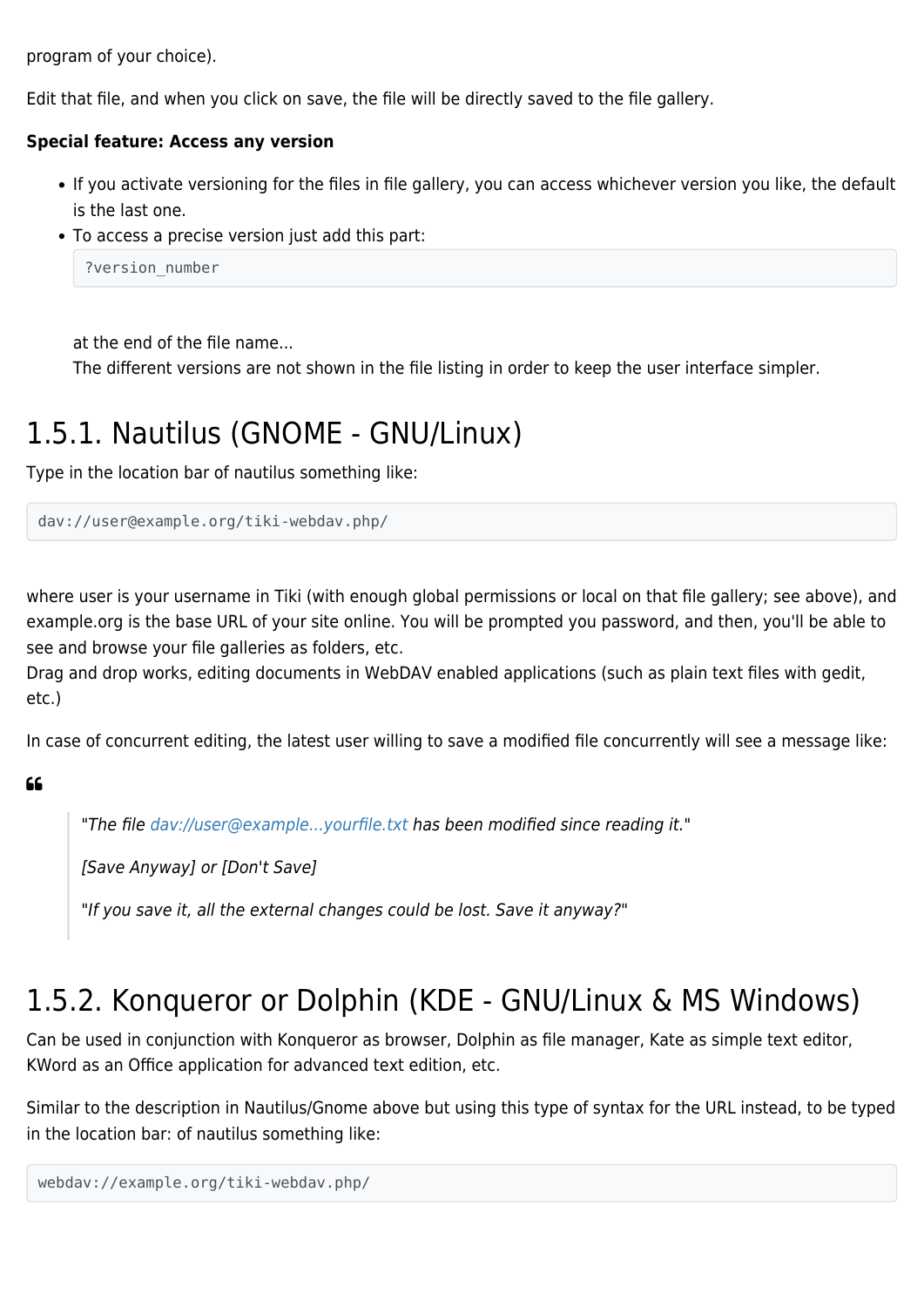program of your choice).

Edit that file, and when you click on save, the file will be directly saved to the file gallery.

**Special feature: Access any version**

- If you activate versioning for the files in file gallery, you can access whichever version you like, the default is the last one.
- To access a precise version just add this part:

  ```
  ?version_number
  ```

  at the end of the file name...
  The different versions are not shown in the file listing in order to keep the user interface simpler.

## 1.5.1. Nautilus (GNOME - GNU/Linux)

Type in the location bar of nautilus something like:

```
dav://user@example.org/tiki-webdav.php/
```

where user is your username in Tiki (with enough global permissions or local on that file gallery; see above), and example.org is the base URL of your site online. You will be prompted you password, and then, you'll be able to see and browse your file galleries as folders, etc.
Drag and drop works, editing documents in WebDAV enabled applications (such as plain text files with gedit, etc.)

In case of concurrent editing, the latest user willing to save a modified file concurrently will see a message like:

> *"The file dav://user@example...yourfile.txt has been modified since reading it."*
>
> *[Save Anyway] or [Don't Save]*
>
> *"If you save it, all the external changes could be lost. Save it anyway?"*

## 1.5.2. Konqueror or Dolphin (KDE - GNU/Linux & MS Windows)

Can be used in conjunction with Konqueror as browser, Dolphin as file manager, Kate as simple text editor, KWord as an Office application for advanced text edition, etc.

Similar to the description in Nautilus/Gnome above but using this type of syntax for the URL instead, to be typed in the location bar: of nautilus something like:

```
webdav://example.org/tiki-webdav.php/
```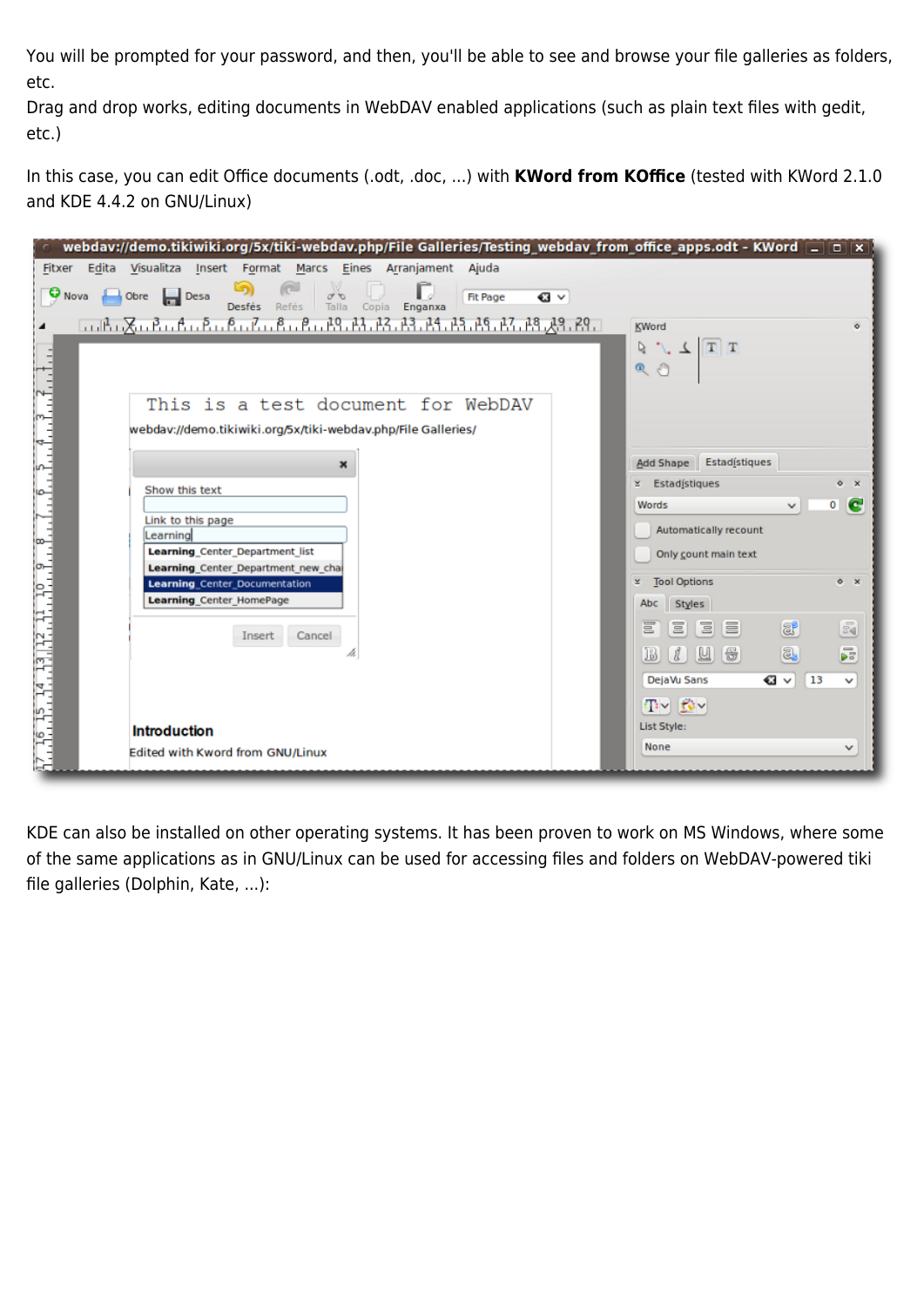You will be prompted for your password, and then, you'll be able to see and browse your file galleries as folders, etc.
Drag and drop works, editing documents in WebDAV enabled applications (such as plain text files with gedit, etc.)

In this case, you can edit Office documents (.odt, .doc, ...) with **KWord from KOffice** (tested with KWord 2.1.0 and KDE 4.4.2 on GNU/Linux)

KDE can also be installed on other operating systems. It has been proven to work on MS Windows, where some of the same applications as in GNU/Linux can be used for accessing files and folders on WebDAV-powered tiki file galleries (Dolphin, Kate, ...):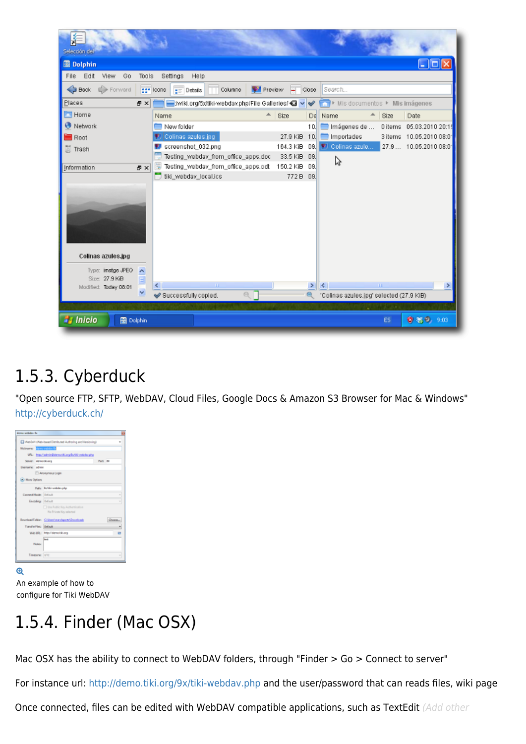## 1.5.3. Cyberduck

"Open source FTP, SFTP, WebDAV, Cloud Files, Google Docs & Amazon S3 Browser for Mac & Windows"
http://cyberduck.ch/

An example of how to configure for Tiki WebDAV

## 1.5.4. Finder (Mac OSX)

Mac OSX has the ability to connect to WebDAV folders, through "Finder > Go > Connect to server"

For instance url: http://demo.tiki.org/9x/tiki-webdav.php and the user/password that can reads files, wiki page

Once connected, files can be edited with WebDAV compatible applications, such as TextEdit *(Add other*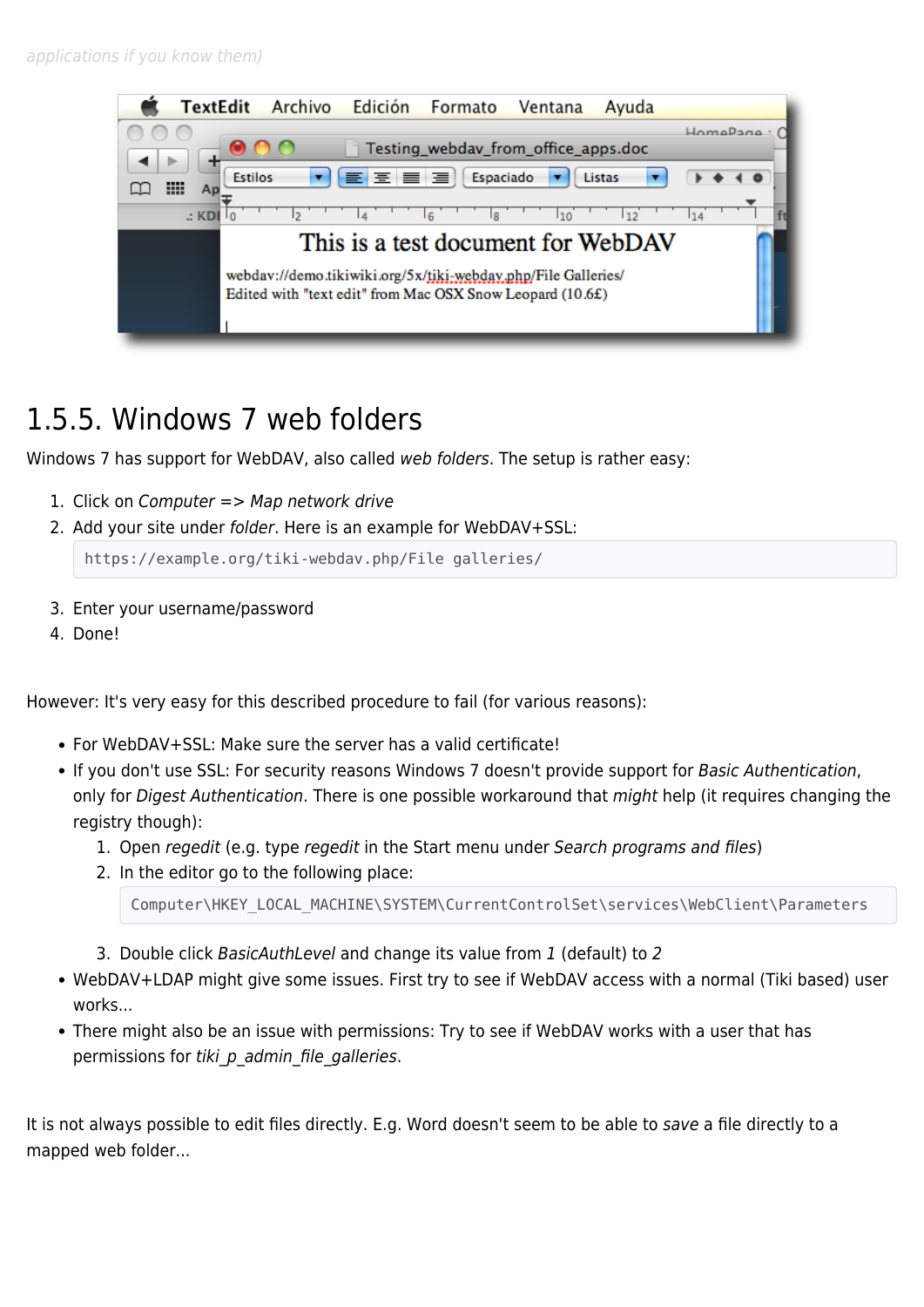applications if you know them)

## 1.5.5. Windows 7 web folders

Windows 7 has support for WebDAV, also called *web folders*. The setup is rather easy:

1. Click on *Computer* => *Map network drive*
2. Add your site under *folder*. Here is an example for WebDAV+SSL:

```
https://example.org/tiki-webdav.php/File galleries/
```

3. Enter your username/password
4. Done!

However: It's very easy for this described procedure to fail (for various reasons):

- For WebDAV+SSL: Make sure the server has a valid certificate!
- If you don't use SSL: For security reasons Windows 7 doesn't provide support for *Basic Authentication*, only for *Digest Authentication*. There is one possible workaround that *might* help (it requires changing the registry though):
    1. Open *regedit* (e.g. type *regedit* in the Start menu under *Search programs and files*)
    2. In the editor go to the following place:

    ```
    Computer\HKEY_LOCAL_MACHINE\SYSTEM\CurrentControlSet\services\WebClient\Parameters
    ```

    3. Double click *BasicAuthLevel* and change its value from *1* (default) to *2*
- WebDAV+LDAP might give some issues. First try to see if WebDAV access with a normal (Tiki based) user works...
- There might also be an issue with permissions: Try to see if WebDAV works with a user that has permissions for *tiki_p_admin_file_galleries*.

It is not always possible to edit files directly. E.g. Word doesn't seem to be able to *save* a file directly to a mapped web folder...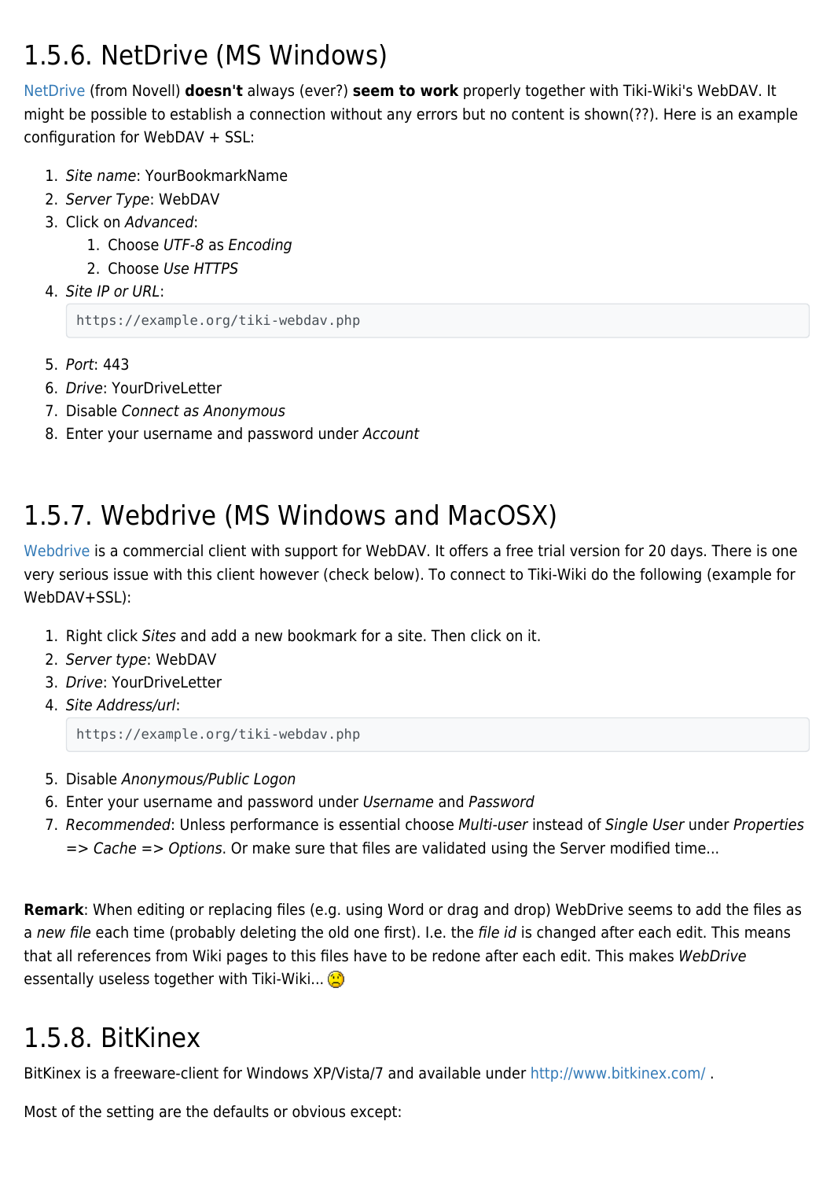## 1.5.6. NetDrive (MS Windows)

NetDrive (from Novell) **doesn't** always (ever?) **seem to work** properly together with Tiki-Wiki's WebDAV. It might be possible to establish a connection without any errors but no content is shown(??). Here is an example configuration for WebDAV + SSL:

1. *Site name*: YourBookmarkName
2. *Server Type*: WebDAV
3. Click on *Advanced*:
   1. Choose *UTF-8* as *Encoding*
   2. Choose *Use HTTPS*
4. *Site IP or URL*:
   ```
   https://example.org/tiki-webdav.php
   ```
5. *Port*: 443
6. *Drive*: YourDriveLetter
7. Disable *Connect as Anonymous*
8. Enter your username and password under *Account*

## 1.5.7. Webdrive (MS Windows and MacOSX)

Webdrive is a commercial client with support for WebDAV. It offers a free trial version for 20 days. There is one very serious issue with this client however (check below). To connect to Tiki-Wiki do the following (example for WebDAV+SSL):

1. Right click *Sites* and add a new bookmark for a site. Then click on it.
2. *Server type*: WebDAV
3. *Drive*: YourDriveLetter
4. *Site Address/url*:
   ```
   https://example.org/tiki-webdav.php
   ```
5. Disable *Anonymous/Public Logon*
6. Enter your username and password under *Username* and *Password*
7. *Recommended*: Unless performance is essential choose *Multi-user* instead of *Single User* under *Properties => Cache => Options*. Or make sure that files are validated using the Server modified time...

**Remark**: When editing or replacing files (e.g. using Word or drag and drop) WebDrive seems to add the files as a *new file* each time (probably deleting the old one first). I.e. the *file id* is changed after each edit. This means that all references from Wiki pages to this files have to be redone after each edit. This makes *WebDrive* essentally useless together with Tiki-Wiki... :(

## 1.5.8. BitKinex

BitKinex is a freeware-client for Windows XP/Vista/7 and available under http://www.bitkinex.com/ .

Most of the setting are the defaults or obvious except: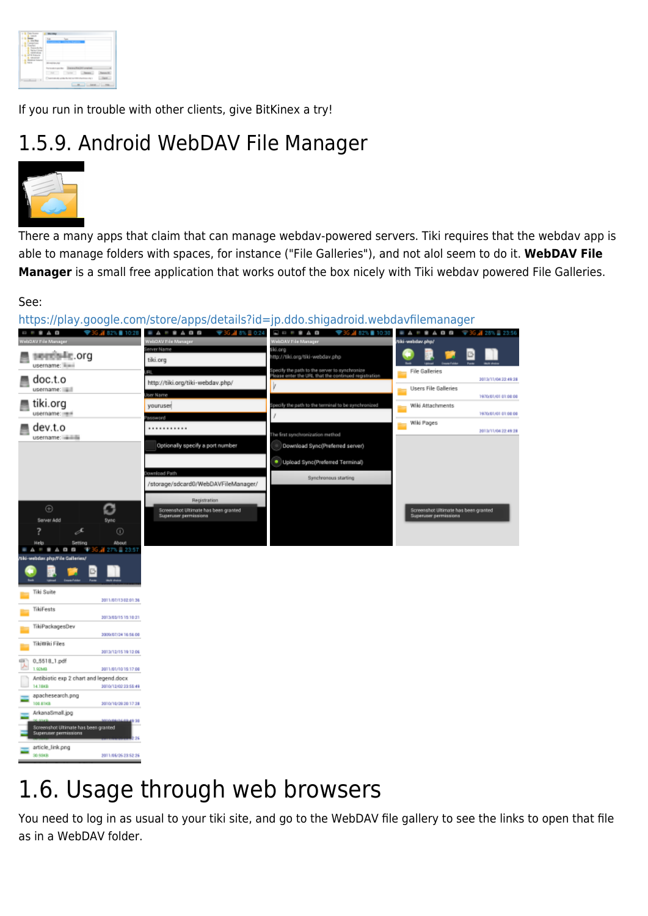If you run in trouble with other clients, give BitKinex a try!

## 1.5.9. Android WebDAV File Manager

There a many apps that claim that can manage webdav-powered servers. Tiki requires that the webdav app is able to manage folders with spaces, for instance ("File Galleries"), and not alol seem to do it. **WebDAV File Manager** is a small free application that works outof the box nicely with Tiki webdav powered File Galleries.

See:
https://play.google.com/store/apps/details?id=jp.ddo.shigadroid.webdavfilemanager

# 1.6. Usage through web browsers

You need to log in as usual to your tiki site, and go to the WebDAV file gallery to see the links to open that file as in a WebDAV folder.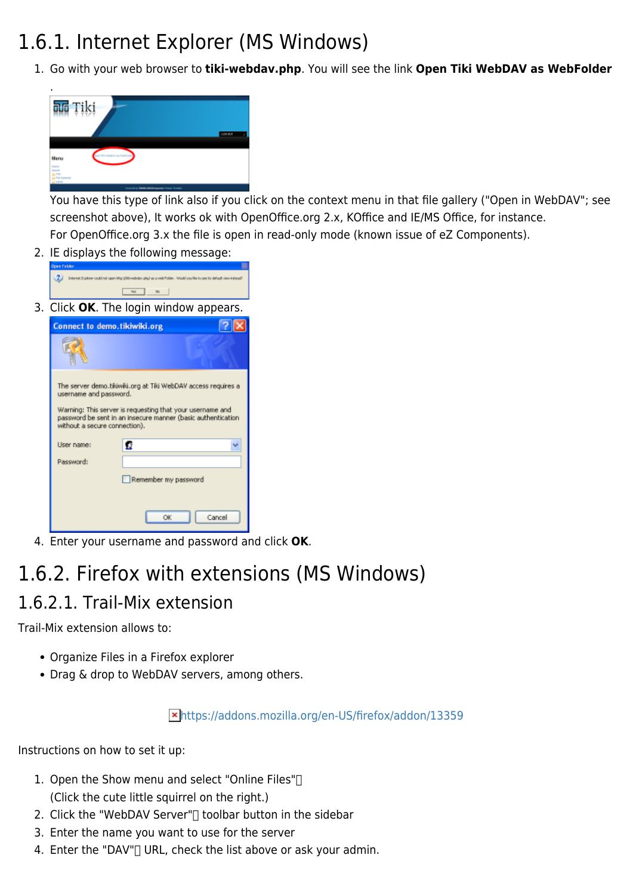## 1.6.1. Internet Explorer (MS Windows)

1. Go with your web browser to **tiki-webdav.php**. You will see the link **Open Tiki WebDAV as WebFolder** .

   You have this type of link also if you click on the context menu in that file gallery ("Open in WebDAV"; see screenshot above), It works ok with OpenOffice.org 2.x, KOffice and IE/MS Office, for instance.
   For OpenOffice.org 3.x the file is open in read-only mode (known issue of eZ Components).
2. IE displays the following message:
3. Click **OK**. The login window appears.
4. Enter your username and password and click **OK**.

## 1.6.2. Firefox with extensions (MS Windows)

### 1.6.2.1. Trail-Mix extension

Trail-Mix extension allows to:

- Organize Files in a Firefox explorer
- Drag & drop to WebDAV servers, among others.

https://addons.mozilla.org/en-US/firefox/addon/13359

Instructions on how to set it up:

1. Open the Show menu and select "Online Files"
   (Click the cute little squirrel on the right.)
2. Click the "WebDAV Server" toolbar button in the sidebar
3. Enter the name you want to use for the server
4. Enter the "DAV" URL, check the list above or ask your admin.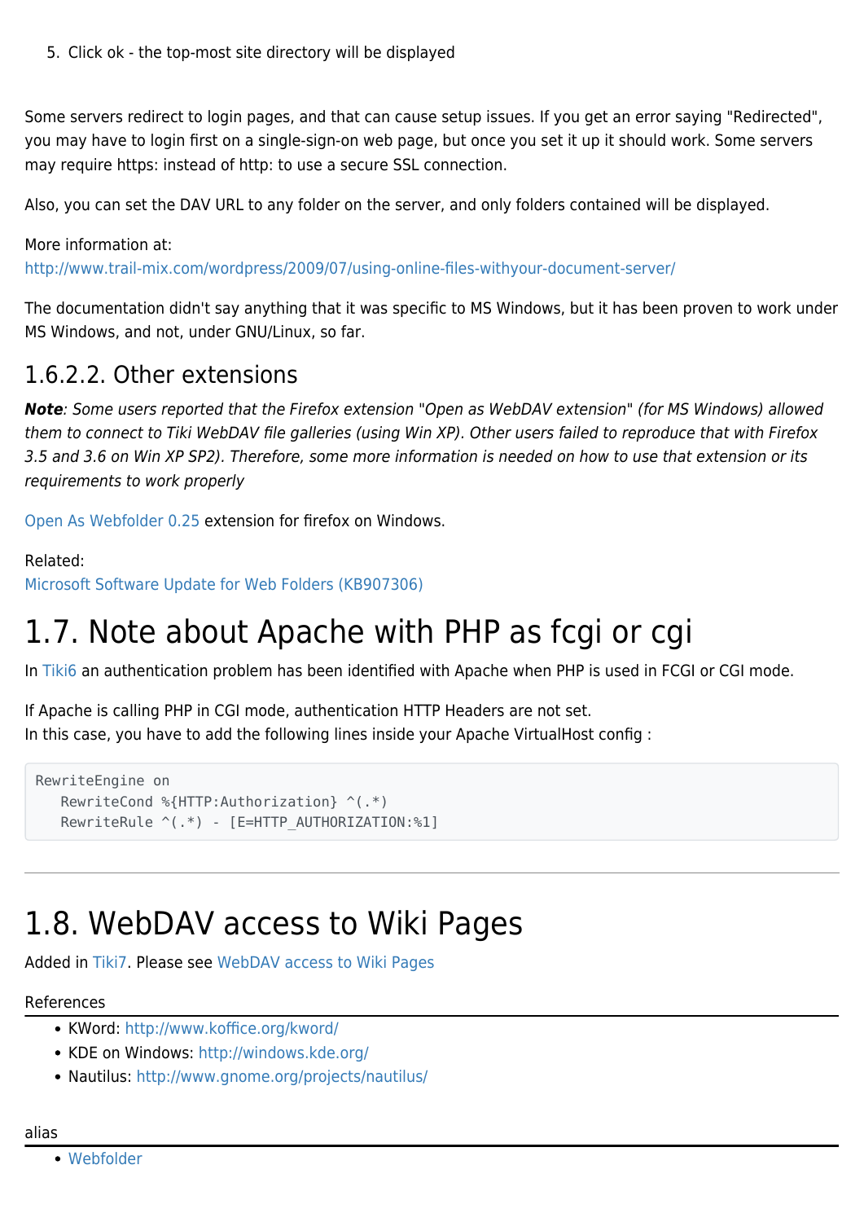5. Click ok - the top-most site directory will be displayed

Some servers redirect to login pages, and that can cause setup issues. If you get an error saying "Redirected", you may have to login first on a single-sign-on web page, but once you set it up it should work. Some servers may require https: instead of http: to use a secure SSL connection.

Also, you can set the DAV URL to any folder on the server, and only folders contained will be displayed.

More information at:
http://www.trail-mix.com/wordpress/2009/07/using-online-files-withyour-document-server/

The documentation didn't say anything that it was specific to MS Windows, but it has been proven to work under MS Windows, and not, under GNU/Linux, so far.

### 1.6.2.2. Other extensions

***Note**: Some users reported that the Firefox extension "Open as WebDAV extension" (for MS Windows) allowed them to connect to Tiki WebDAV file galleries (using Win XP). Other users failed to reproduce that with Firefox 3.5 and 3.6 on Win XP SP2). Therefore, some more information is needed on how to use that extension or its requirements to work properly*

Open As Webfolder 0.25 extension for firefox on Windows.

Related:
Microsoft Software Update for Web Folders (KB907306)

# 1.7. Note about Apache with PHP as fcgi or cgi

In Tiki6 an authentication problem has been identified with Apache when PHP is used in FCGI or CGI mode.

If Apache is calling PHP in CGI mode, authentication HTTP Headers are not set.
In this case, you have to add the following lines inside your Apache VirtualHost config :

```
RewriteEngine on
   RewriteCond %{HTTP:Authorization} ^(.*)
   RewriteRule ^(.*) - [E=HTTP_AUTHORIZATION:%1]
```

---

# 1.8. WebDAV access to Wiki Pages

Added in Tiki7. Please see WebDAV access to Wiki Pages

References

- KWord: http://www.koffice.org/kword/
- KDE on Windows: http://windows.kde.org/
- Nautilus: http://www.gnome.org/projects/nautilus/

alias

- Webfolder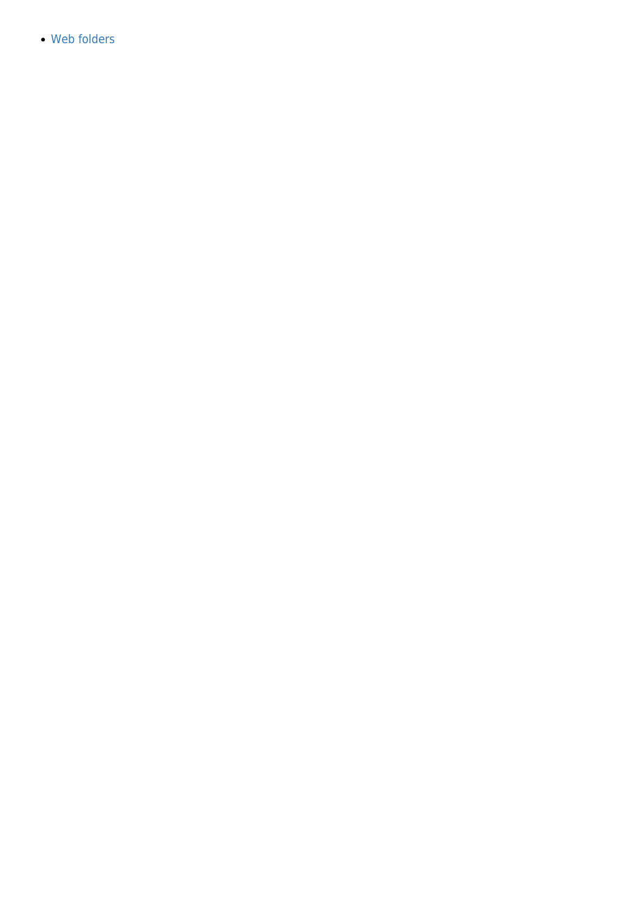- Web folders